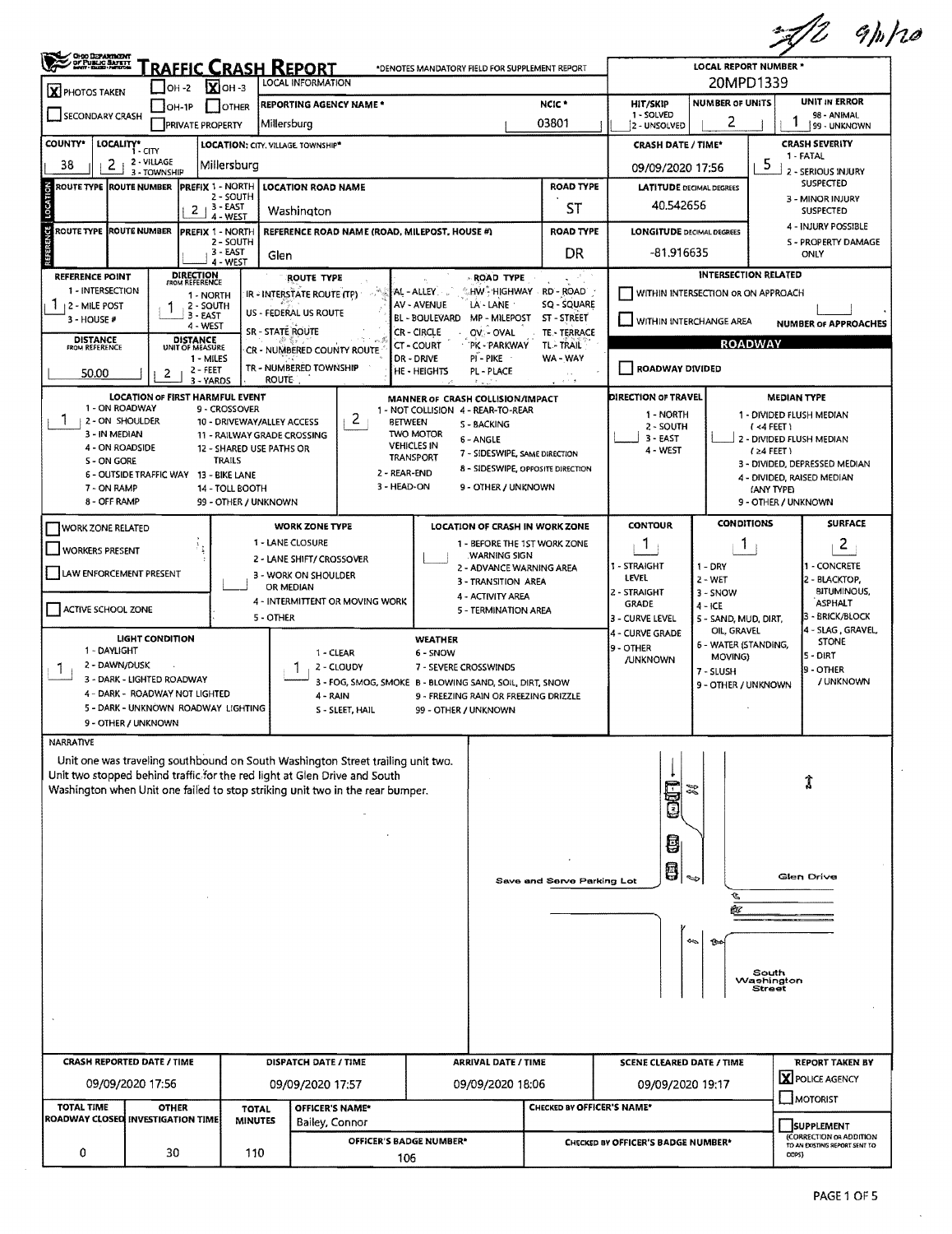# TRAFFIC CRASH REPORT

*DENOTES MANDATORY FIELD FOR SUPPLEMENT REPORT

LOCAL INFORMATION

LOCAL REPORT NUMBER *: 20MPD1339

[X] PHOTOS TAKEN [ ] OH-2 [X] OH-3 [ ] OH-1P [ ] OTHER [ ] SECONDARY CRASH [ ] PRIVATE PROPERTY

| REPORTING AGENCY NAME * | NCIC * | HIT/SKIP | NUMBER OF UNITS | UNIT IN ERROR |
|---|---|---|---|---|
| Millersburg | 03801 | | 2 | 1 |

| COUNTY* | LOCALITY* | LOCATION: CITY, VILLAGE, TOWNSHIP* | CRASH DATE / TIME* | CRASH SEVERITY |
|---|---|---|---|---|
| 38 | 2 | Millersburg | 09/09/2020 17:56 | 5 |

| ROUTE TYPE | ROUTE NUMBER | PREFIX | LOCATION ROAD NAME | ROAD TYPE | LATITUDE DECIMAL DEGREES |
|---|---|---|---|---|---|
| | | 2 | Washington | ST | 40.542656 |

| ROUTE TYPE | ROUTE NUMBER | PREFIX | REFERENCE ROAD NAME (ROAD, MILEPOST, HOUSE #) | ROAD TYPE | LONGITUDE DECIMAL DEGREES |
|---|---|---|---|---|---|
| | | | Glen | DR | -81.916635 |

| REFERENCE POINT | DIRECTION FROM REFERENCE | DISTANCE FROM REFERENCE | DISTANCE UNIT OF MEASURE |
|---|---|---|---|
| 1 | 1 | 50.00 | 2 |

INTERSECTION RELATED: [ ] WITHIN INTERSECTION OR ON APPROACH [ ] WITHIN INTERCHANGE AREA — NUMBER OF APPROACHES:

ROADWAY: [ ] ROADWAY DIVIDED

| LOCATION OF FIRST HARMFUL EVENT | MANNER OF CRASH COLLISION/IMPACT | DIRECTION OF TRAVEL | MEDIAN TYPE |
|---|---|---|---|
| 1 | 2 | | |

[ ] WORK ZONE RELATED [ ] WORKERS PRESENT [ ] LAW ENFORCEMENT PRESENT [ ] ACTIVE SCHOOL ZONE

| CONTOUR | CONDITIONS | SURFACE |
|---|---|---|
| 1 | 1 | 2 |

| LIGHT CONDITION | WEATHER |
|---|---|
| 1 | 1 |

## NARRATIVE

Unit one was traveling southbound on South Washington Street trailing unit two. Unit two stopped behind traffic for the red light at Glen Drive and South Washington when Unit one failed to stop striking unit two in the rear bumper.

Diagram labels: Save and Serve Parking Lot; Glen Drive; South Washington Street

| CRASH REPORTED DATE / TIME | DISPATCH DATE / TIME | ARRIVAL DATE / TIME | SCENE CLEARED DATE / TIME | REPORT TAKEN BY |
|---|---|---|---|---|
| 09/09/2020 17:56 | 09/09/2020 17:57 | 09/09/2020 18:06 | 09/09/2020 19:17 | [X] POLICE AGENCY [ ] MOTORIST |

| TOTAL TIME ROADWAY CLOSED | OTHER INVESTIGATION TIME | TOTAL MINUTES | OFFICER'S NAME* | CHECKED BY OFFICER'S NAME* |
|---|---|---|---|---|
| 0 | 30 | 110 | Bailey, Connor | |

| OFFICER'S BADGE NUMBER* | CHECKED BY OFFICER'S BADGE NUMBER* | [ ] SUPPLEMENT |
|---|---|---|
| 106 | | |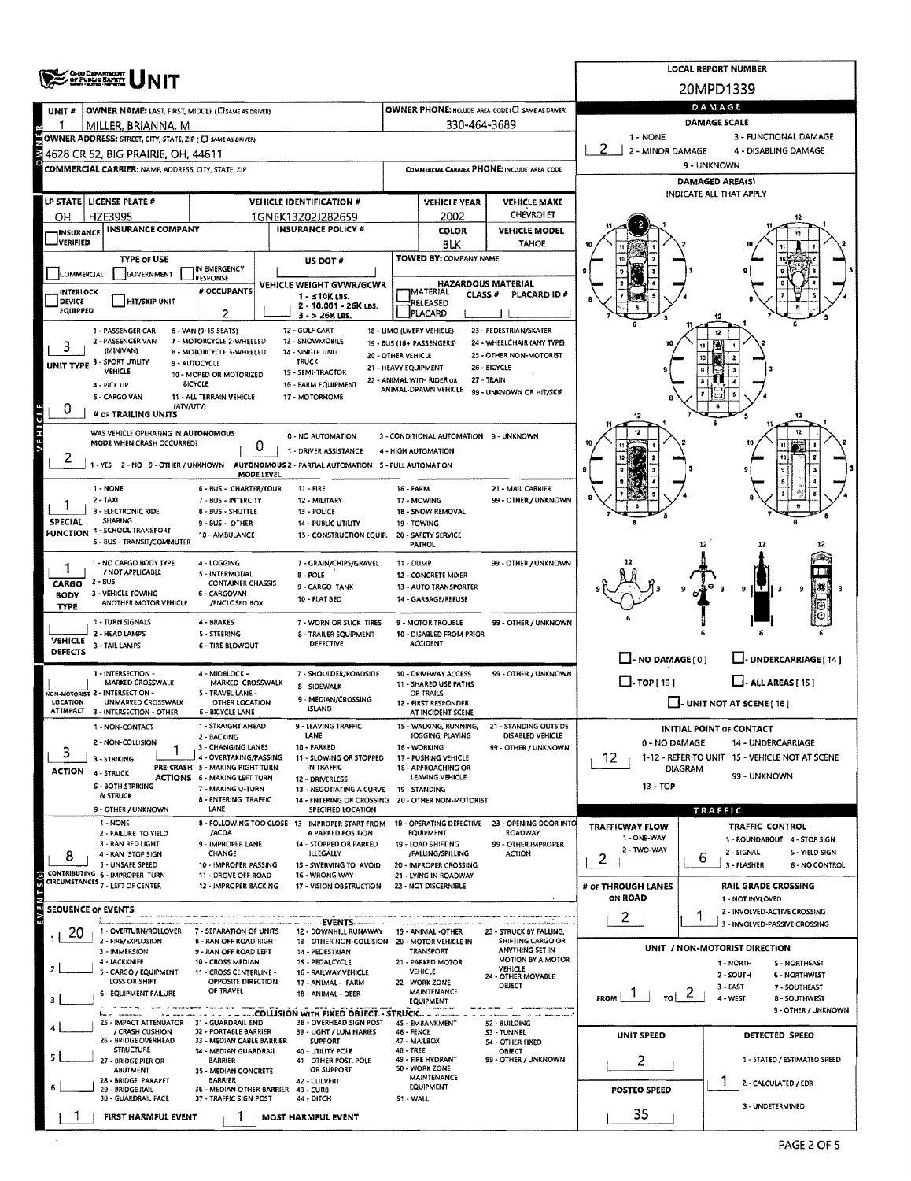# UNIT

**LOCAL REPORT NUMBER:** 20MPD1339

## OWNER

| Field | Value |
|---|---|
| UNIT # | 1 |
| OWNER NAME: LAST, FIRST, MIDDLE | MILLER, BRIANNA, M |
| OWNER PHONE | 330-464-3689 |
| OWNER ADDRESS: STREET, CITY, STATE, ZIP | 4628 CR 52, BIG PRAIRIE, OH, 44611 |
| COMMERCIAL CARRIER: NAME, ADDRESS, CITY, STATE, ZIP | |
| COMMERCIAL CARRIER PHONE | |

## VEHICLE

| Field | Value |
|---|---|
| LP STATE | OH |
| LICENSE PLATE # | HZE3995 |
| VEHICLE IDENTIFICATION # | 1GNEK13Z02J282659 |
| VEHICLE YEAR | 2002 |
| VEHICLE MAKE | CHEVROLET |
| INSURANCE COMPANY | |
| INSURANCE POLICY # | |
| COLOR | BLK |
| VEHICLE MODEL | TAHOE |
| TYPE OF USE | |
| US DOT # | |
| TOWED BY: COMPANY NAME | |
| # OCCUPANTS | 2 |
| VEHICLE WEIGHT GVWR/GCWR | |
| HAZARDOUS MATERIAL | |
| UNIT TYPE | 3 |
| # OF TRAILING UNITS | 0 |
| WAS VEHICLE OPERATING IN AUTONOMOUS MODE WHEN CRASH OCCURRED? | 2 |
| AUTONOMOUS MODE LEVEL | 0 |
| SPECIAL FUNCTION | 1 |
| CARGO BODY TYPE | 1 |
| VEHICLE DEFECTS | |
| NON-MOTORIST LOCATION AT IMPACT | |
| ACTION | 3 |
| PRE-CRASH ACTIONS | 1 |
| CONTRIBUTING CIRCUMSTANCES | 8 |

UNIT TYPE: 1 - PASSENGER CAR, 2 - PASSENGER VAN (MINIVAN), 3 - SPORT UTILITY VEHICLE, 4 - PICK UP, 5 - CARGO VAN, 6 - VAN (9-15 SEATS), 7 - MOTORCYCLE 2-WHEELED, 8 - MOTORCYCLE 3-WHEELED, 9 - AUTOCYCLE, 10 - MOPED OR MOTORIZED BICYCLE, 11 - ALL TERRAIN VEHICLE (ATV/UTV), 12 - GOLF CART, 13 - SNOWMOBILE, 14 - SINGLE UNIT TRUCK, 15 - SEMI-TRACTOR, 16 - FARM EQUIPMENT, 17 - MOTORHOME, 18 - LIMO (LIVERY VEHICLE), 19 - BUS (16+ PASSENGERS), 20 - OTHER VEHICLE, 21 - HEAVY EQUIPMENT, 22 - ANIMAL WITH RIDER OR ANIMAL-DRAWN VEHICLE, 23 - PEDESTRIAN/SKATER, 24 - WHEELCHAIR (ANY TYPE), 25 - OTHER NON-MOTORIST, 26 - BICYCLE, 27 - TRAIN, 99 - UNKNOWN OR HIT/SKIP

AUTONOMOUS: 1 - YES, 2 - NO, 9 - OTHER / UNKNOWN. MODE LEVEL: 0 - NO AUTOMATION, 1 - DRIVER ASSISTANCE, 2 - PARTIAL AUTOMATION, 3 - CONDITIONAL AUTOMATION, 4 - HIGH AUTOMATION, 5 - FULL AUTOMATION, 9 - UNKNOWN

SPECIAL FUNCTION: 1 - NONE, 2 - TAXI, 3 - ELECTRONIC RIDE SHARING, 4 - SCHOOL TRANSPORT, 5 - BUS - TRANSIT/COMMUTER, 6 - BUS - CHARTER/TOUR, 7 - BUS - INTERCITY, 8 - BUS - SHUTTLE, 9 - BUS - OTHER, 10 - AMBULANCE, 11 - FIRE, 12 - MILITARY, 13 - POLICE, 14 - PUBLIC UTILITY, 15 - CONSTRUCTION EQUIP., 16 - FARM, 17 - MOWING, 18 - SNOW REMOVAL, 19 - TOWING, 20 - SAFETY SERVICE PATROL, 21 - MAIL CARRIER, 99 - OTHER / UNKNOWN

CARGO BODY TYPE: 1 - NO CARGO BODY TYPE / NOT APPLICABLE, 2 - BUS, 3 - VEHICLE TOWING ANOTHER MOTOR VEHICLE, 4 - LOGGING, 5 - INTERMODAL CONTAINER CHASSIS, 6 - CARGOVAN /ENCLOSED BOX, 7 - GRAIN/CHIPS/GRAVEL, 8 - POLE, 9 - CARGO TANK, 10 - FLAT BED, 11 - DUMP, 12 - CONCRETE MIXER, 13 - AUTO TRANSPORTER, 14 - GARBAGE/REFUSE, 99 - OTHER / UNKNOWN

VEHICLE DEFECTS: 1 - TURN SIGNALS, 2 - HEAD LAMPS, 3 - TAIL LAMPS, 4 - BRAKES, 5 - STEERING, 6 - TIRE BLOWOUT, 7 - WORN OR SLICK TIRES, 8 - TRAILER EQUIPMENT DEFECTIVE, 9 - MOTOR TROUBLE, 10 - DISABLED FROM PRIOR ACCIDENT, 99 - OTHER / UNKNOWN

NON-MOTORIST LOCATION AT IMPACT: 1 - INTERSECTION - MARKED CROSSWALK, 2 - INTERSECTION - UNMARKED CROSSWALK, 3 - INTERSECTION - OTHER, 4 - MIDBLOCK - MARKED CROSSWALK, 5 - TRAVEL LANE - OTHER LOCATION, 6 - BICYCLE LANE, 7 - SHOULDER/ROADSIDE, 8 - SIDEWALK, 9 - MEDIAN/CROSSING ISLAND, 10 - DRIVEWAY ACCESS, 11 - SHARED USE PATHS OR TRAILS, 12 - FIRST RESPONDER AT INCIDENT SCENE, 99 - OTHER / UNKNOWN

ACTION: 1 - NON-CONTACT, 2 - NON-COLLISION, 3 - STRIKING, 4 - STRUCK, 5 - BOTH STRIKING & STRUCK, 9 - OTHER / UNKNOWN

PRE-CRASH ACTIONS: 1 - STRAIGHT AHEAD, 2 - BACKING, 3 - CHANGING LANES, 4 - OVERTAKING/PASSING, 5 - MAKING RIGHT TURN, 6 - MAKING LEFT TURN, 7 - MAKING U-TURN, 8 - ENTERING TRAFFIC LANE, 9 - LEAVING TRAFFIC LANE, 10 - PARKED, 11 - SLOWING OR STOPPED IN TRAFFIC, 12 - DRIVERLESS, 13 - NEGOTIATING A CURVE, 14 - ENTERING OR CROSSING SPECIFIED LOCATION, 15 - WALKING, RUNNING, JOGGING, PLAYING, 16 - WORKING, 17 - PUSHING VEHICLE, 18 - APPROACHING OR LEAVING VEHICLE, 19 - STANDING, 20 - OTHER NON-MOTORIST, 21 - STANDING OUTSIDE DISABLED VEHICLE, 99 - OTHER / UNKNOWN

CONTRIBUTING CIRCUMSTANCES: 1 - NONE, 2 - FAILURE TO YIELD, 3 - RAN RED LIGHT, 4 - RAN STOP SIGN, 5 - UNSAFE SPEED, 6 - IMPROPER TURN, 7 - LEFT OF CENTER, 8 - FOLLOWING TOO CLOSE /ACDA, 9 - IMPROPER LANE CHANGE, 10 - IMPROPER PASSING, 11 - DROVE OFF ROAD, 12 - IMPROPER BACKING, 13 - IMPROPER START FROM A PARKED POSITION, 14 - STOPPED OR PARKED ILLEGALLY, 15 - SWERVING TO AVOID, 16 - WRONG WAY, 17 - VISION OBSTRUCTION, 18 - OPERATING DEFECTIVE EQUIPMENT, 19 - LOAD SHIFTING /FALLING/SPILLING, 20 - IMPROPER CROSSING, 21 - LYING IN ROADWAY, 22 - NOT DISCERNIBLE, 23 - OPENING DOOR INTO ROADWAY, 99 - OTHER IMPROPER ACTION

## SEQUENCE OF EVENTS

| # | Event |
|---|---|
| 1 | 20 |
| 2 | |
| 3 | |
| 4 | |
| 5 | |
| 6 | |

EVENTS: 1 - OVERTURN/ROLLOVER, 2 - FIRE/EXPLOSION, 3 - IMMERSION, 4 - JACKKNIFE, 5 - CARGO / EQUIPMENT LOSS OR SHIFT, 6 - EQUIPMENT FAILURE, 7 - SEPARATION OF UNITS, 8 - RAN OFF ROAD RIGHT, 9 - RAN OFF ROAD LEFT, 10 - CROSS MEDIAN, 11 - CROSS CENTERLINE - OPPOSITE DIRECTION OF TRAVEL, 12 - DOWNHILL RUNAWAY, 13 - OTHER NON-COLLISION, 14 - PEDESTRIAN, 15 - PEDALCYCLE, 16 - RAILWAY VEHICLE, 17 - ANIMAL - FARM, 18 - ANIMAL - DEER, 19 - ANIMAL -OTHER, 20 - MOTOR VEHICLE IN TRANSPORT, 21 - PARKED MOTOR VEHICLE, 22 - WORK ZONE MAINTENANCE EQUIPMENT, 23 - STRUCK BY FALLING, SHIFTING CARGO OR ANYTHING SET IN MOTION BY A MOTOR VEHICLE, 24 - OTHER MOVABLE OBJECT

COLLISION WITH FIXED OBJECT - STRUCK: 25 - IMPACT ATTENUATOR / CRASH CUSHION, 26 - BRIDGE OVERHEAD STRUCTURE, 27 - BRIDGE PIER OR ABUTMENT, 28 - BRIDGE PARAPET, 29 - BRIDGE RAIL, 30 - GUARDRAIL FACE, 31 - GUARDRAIL END, 32 - PORTABLE BARRIER, 33 - MEDIAN CABLE BARRIER, 34 - MEDIAN GUARDRAIL BARRIER, 35 - MEDIAN CONCRETE BARRIER, 36 - MEDIAN OTHER BARRIER, 37 - TRAFFIC SIGN POST, 38 - OVERHEAD SIGN POST, 39 - LIGHT / LUMINARIES SUPPORT, 40 - UTILITY POLE, 41 - OTHER POST, POLE OR SUPPORT, 42 - CULVERT, 43 - CURB, 44 - DITCH, 45 - EMBANKMENT, 46 - FENCE, 47 - MAILBOX, 48 - TREE, 49 - FIRE HYDRANT, 50 - WORK ZONE MAINTENANCE EQUIPMENT, 51 - WALL, 52 - BUILDING, 53 - TUNNEL, 54 - OTHER FIXED OBJECT, 99 - OTHER / UNKNOWN

| FIRST HARMFUL EVENT | MOST HARMFUL EVENT |
|---|---|
| 1 | 1 |

## DAMAGE

| Field | Value |
|---|---|
| DAMAGE SCALE | 2 |
| INITIAL POINT OF CONTACT | 12 |

DAMAGE SCALE: 1 - NONE, 2 - MINOR DAMAGE, 3 - FUNCTIONAL DAMAGE, 4 - DISABLING DAMAGE, 9 - UNKNOWN

DAMAGED AREA(S): INDICATE ALL THAT APPLY — 12

☐ NO DAMAGE [ 0 ] ☐ UNDERCARRIAGE [ 14 ] ☐ TOP [ 13 ] ☐ ALL AREAS [ 15 ] ☐ UNIT NOT AT SCENE [ 16 ]

INITIAL POINT OF CONTACT: 0 - NO DAMAGE, 1-12 - REFER TO UNIT DIAGRAM, 13 - TOP, 14 - UNDERCARRIAGE, 15 - VEHICLE NOT AT SCENE, 99 - UNKNOWN

## TRAFFIC

| Field | Value |
|---|---|
| TRAFFICWAY FLOW | 2 |
| TRAFFIC CONTROL | 6 |
| # OF THROUGH LANES ON ROAD | 2 |
| RAIL GRADE CROSSING | 1 |
| UNIT / NON-MOTORIST DIRECTION | FROM 1 TO 2 |
| UNIT SPEED | 2 |
| DETECTED SPEED | 1 |
| POSTED SPEED | 35 |

TRAFFICWAY FLOW: 1 - ONE-WAY, 2 - TWO-WAY

TRAFFIC CONTROL: 1 - ROUNDABOUT, 2 - SIGNAL, 3 - FLASHER, 4 - STOP SIGN, 5 - YIELD SIGN, 6 - NO CONTROL

RAIL GRADE CROSSING: 1 - NOT INVLOVED, 2 - INVOLVED-ACTIVE CROSSING, 3 - INVOLVED-PASSIVE CROSSING

DIRECTION: 1 - NORTH, 2 - SOUTH, 3 - EAST, 4 - WEST, 5 - NORTHEAST, 6 - NORTHWEST, 7 - SOUTHEAST, 8 - SOUTHWEST, 9 - OTHER / UNKNOWN

DETECTED SPEED: 1 - STATED / ESTIMATED SPEED, 2 - CALCULATED / EDR, 3 - UNDETERMINED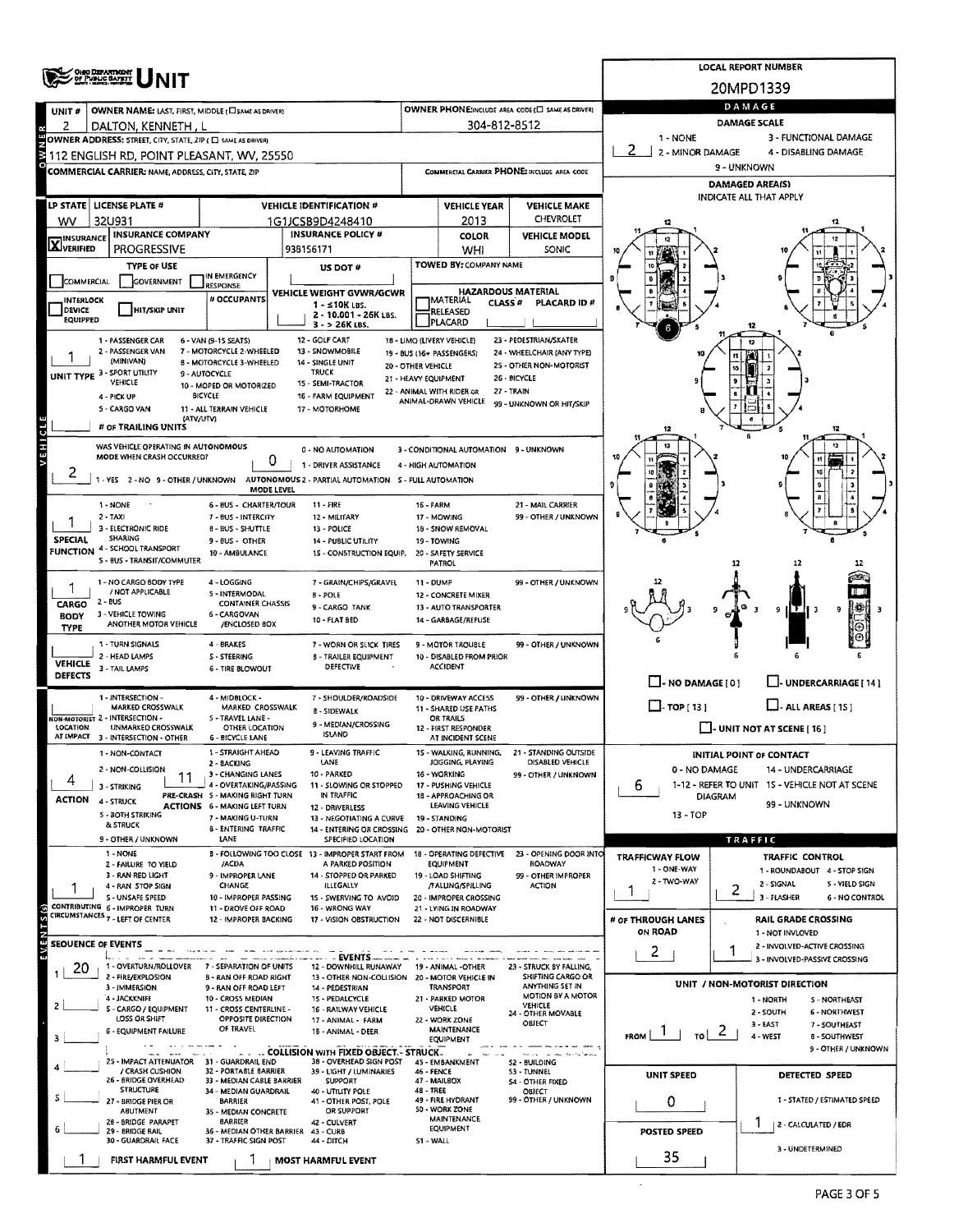# OHIO DEPARTMENT OF PUBLIC SAFETY UNIT

**LOCAL REPORT NUMBER:** 20MPD1339

| UNIT # | OWNER NAME: LAST, FIRST, MIDDLE (☐ SAME AS DRIVER) | OWNER PHONE: INCLUDE AREA CODE (☐ SAME AS DRIVER) |
|---|---|---|
| 2 | DALTON, KENNETH , L | 304-812-8512 |

**OWNER ADDRESS:** STREET, CITY, STATE, ZIP (☐ SAME AS DRIVER)
112 ENGLISH RD, POINT PLEASANT, WV, 25550

**COMMERCIAL CARRIER:** NAME, ADDRESS, CITY, STATE, ZIP | **COMMERCIAL CARRIER PHONE:** INCLUDE AREA CODE

| LP STATE | LICENSE PLATE # | VEHICLE IDENTIFICATION # | VEHICLE YEAR | VEHICLE MAKE |
|---|---|---|---|---|
| WV | 32U931 | 1G1JCSB9D4248410 | 2013 | CHEVROLET |

| INSURANCE | INSURANCE COMPANY | INSURANCE POLICY # | COLOR | VEHICLE MODEL |
|---|---|---|---|---|
| ☒ VERIFIED | PROGRESSIVE | 938156171 | WHI | SONIC |

**TYPE OF USE:** ☐ COMMERCIAL ☐ GOVERNMENT ☐ IN EMERGENCY RESPONSE
**US DOT #:**
**TOWED BY:** COMPANY NAME
☐ INTERLOCK DEVICE EQUIPPED ☐ HIT/SKIP UNIT
**# OCCUPANTS:**
**VEHICLE WEIGHT GVWR/GCWR:** 1 - ≤10K LBS. 2 - 10.001 - 26K LBS. 3 - > 26K LBS.
**HAZARDOUS MATERIAL:** ☐ MATERIAL RELEASED ☐ PLACARD | CLASS # | PLACARD ID #

**UNIT TYPE:** 1
1 - PASSENGER CAR, 2 - PASSENGER VAN (MINIVAN), 3 - SPORT UTILITY VEHICLE, 4 - PICK UP, 5 - CARGO VAN, 6 - VAN (9-15 SEATS), 7 - MOTORCYCLE 2-WHEELED, 8 - MOTORCYCLE 3-WHEELED, 9 - AUTOCYCLE, 10 - MOPED OR MOTORIZED BICYCLE, 11 - ALL TERRAIN VEHICLE (ATV/UTV), 12 - GOLF CART, 13 - SNOWMOBILE, 14 - SINGLE UNIT TRUCK, 15 - SEMI-TRACTOR, 16 - FARM EQUIPMENT, 17 - MOTORHOME, 18 - LIMO (LIVERY VEHICLE), 19 - BUS (16+ PASSENGERS), 20 - OTHER VEHICLE, 21 - HEAVY EQUIPMENT, 22 - ANIMAL WITH RIDER OR ANIMAL-DRAWN VEHICLE, 23 - PEDESTRIAN/SKATER, 24 - WHEELCHAIR (ANY TYPE), 25 - OTHER NON-MOTORIST, 26 - BICYCLE, 27 - TRAIN, 99 - UNKNOWN OR HIT/SKIP
**# OF TRAILING UNITS:**

**WAS VEHICLE OPERATING IN AUTONOMOUS MODE WHEN CRASH OCCURRED?** 2
1 - YES 2 - NO 9 - OTHER / UNKNOWN
**AUTONOMOUS MODE LEVEL:** 0
0 - NO AUTOMATION, 1 - DRIVER ASSISTANCE, 2 - PARTIAL AUTOMATION, 3 - CONDITIONAL AUTOMATION, 4 - HIGH AUTOMATION, 5 - FULL AUTOMATION, 9 - UNKNOWN

**SPECIAL FUNCTION:** 1
1 - NONE, 2 - TAXI, 3 - ELECTRONIC RIDE SHARING, 4 - SCHOOL TRANSPORT, 5 - BUS - TRANSIT/COMMUTER, 6 - BUS - CHARTER/TOUR, 7 - BUS - INTERCITY, 8 - BUS - SHUTTLE, 9 - BUS - OTHER, 10 - AMBULANCE, 11 - FIRE, 12 - MILITARY, 13 - POLICE, 14 - PUBLIC UTILITY, 15 - CONSTRUCTION EQUIP., 16 - FARM, 17 - MOWING, 18 - SNOW REMOVAL, 19 - TOWING, 20 - SAFETY SERVICE PATROL, 21 - MAIL CARRIER, 99 - OTHER / UNKNOWN

**CARGO BODY TYPE:** 1
1 - NO CARGO BODY TYPE / NOT APPLICABLE, 2 - BUS, 3 - VEHICLE TOWING ANOTHER MOTOR VEHICLE, 4 - LOGGING, 5 - INTERMODAL CONTAINER CHASSIS, 6 - CARGOVAN /ENCLOSED BOX, 7 - GRAIN/CHIPS/GRAVEL, 8 - POLE, 9 - CARGO TANK, 10 - FLAT BED, 11 - DUMP, 12 - CONCRETE MIXER, 13 - AUTO TRANSPORTER, 14 - GARBAGE/REFUSE, 99 - OTHER / UNKNOWN

**VEHICLE DEFECTS:**
1 - TURN SIGNALS, 2 - HEAD LAMPS, 3 - TAIL LAMPS, 4 - BRAKES, 5 - STEERING, 6 - TIRE BLOWOUT, 7 - WORN OR SLICK TIRES, 8 - TRAILER EQUIPMENT DEFECTIVE, 9 - MOTOR TROUBLE, 10 - DISABLED FROM PRIOR ACCIDENT, 99 - OTHER / UNKNOWN

**NON-MOTORIST LOCATION AT IMPACT:**
1 - INTERSECTION - MARKED CROSSWALK, 2 - INTERSECTION - UNMARKED CROSSWALK, 3 - INTERSECTION - OTHER, 4 - MIDBLOCK - MARKED CROSSWALK, 5 - TRAVEL LANE - OTHER LOCATION, 6 - BICYCLE LANE, 7 - SHOULDER/ROADSIDE, 8 - SIDEWALK, 9 - MEDIAN/CROSSING ISLAND, 10 - DRIVEWAY ACCESS, 11 - SHARED USE PATHS OR TRAILS, 12 - FIRST RESPONDER AT INCIDENT SCENE, 99 - OTHER / UNKNOWN

**ACTION:** 4 | **PRE-CRASH ACTIONS:** 11
1 - NON-CONTACT, 2 - NON-COLLISION, 3 - STRIKING, 4 - STRUCK, 5 - BOTH STRIKING & STRUCK, 9 - OTHER / UNKNOWN
1 - STRAIGHT AHEAD, 2 - BACKING, 3 - CHANGING LANES, 4 - OVERTAKING/PASSING, 5 - MAKING RIGHT TURN, 6 - MAKING LEFT TURN, 7 - MAKING U-TURN, 8 - ENTERING TRAFFIC LANE, 9 - LEAVING TRAFFIC LANE, 10 - PARKED, 11 - SLOWING OR STOPPED IN TRAFFIC, 12 - DRIVERLESS, 13 - NEGOTIATING A CURVE, 14 - ENTERING OR CROSSING SPECIFIED LOCATION, 15 - WALKING, RUNNING, JOGGING, PLAYING, 16 - WORKING, 17 - PUSHING VEHICLE, 18 - APPROACHING OR LEAVING VEHICLE, 19 - STANDING, 20 - OTHER NON-MOTORIST, 21 - STANDING OUTSIDE DISABLED VEHICLE, 99 - OTHER / UNKNOWN

**CONTRIBUTING CIRCUMSTANCES:** 1
1 - NONE, 2 - FAILURE TO YIELD, 3 - RAN RED LIGHT, 4 - RAN STOP SIGN, 5 - UNSAFE SPEED, 6 - IMPROPER TURN, 7 - LEFT OF CENTER, 8 - FOLLOWING TOO CLOSE /ACDA, 9 - IMPROPER LANE CHANGE, 10 - IMPROPER PASSING, 11 - DROVE OFF ROAD, 12 - IMPROPER BACKING, 13 - IMPROPER START FROM A PARKED POSITION, 14 - STOPPED OR PARKED ILLEGALLY, 15 - SWERVING TO AVOID, 16 - WRONG WAY, 17 - VISION OBSTRUCTION, 18 - OPERATING DEFECTIVE EQUIPMENT, 19 - LOAD SHIFTING /FALLING/SPILLING, 20 - IMPROPER CROSSING, 21 - LYING IN ROADWAY, 22 - NOT DISCERNIBLE, 23 - OPENING DOOR INTO ROADWAY, 99 - OTHER IMPROPER ACTION

**SEQUENCE OF EVENTS:**
1: 20
2:
3:
4:
5:
6:

EVENTS: 1 - OVERTURN/ROLLOVER, 2 - FIRE/EXPLOSION, 3 - IMMERSION, 4 - JACKKNIFE, 5 - CARGO / EQUIPMENT LOSS OR SHIFT, 6 - EQUIPMENT FAILURE, 7 - SEPARATION OF UNITS, 8 - RAN OFF ROAD RIGHT, 9 - RAN OFF ROAD LEFT, 10 - CROSS MEDIAN, 11 - CROSS CENTERLINE - OPPOSITE DIRECTION OF TRAVEL, 12 - DOWNHILL RUNAWAY, 13 - OTHER NON-COLLISION, 14 - PEDESTRIAN, 15 - PEDALCYCLE, 16 - RAILWAY VEHICLE, 17 - ANIMAL - FARM, 18 - ANIMAL - DEER, 19 - ANIMAL -OTHER, 20 - MOTOR VEHICLE IN TRANSPORT, 21 - PARKED MOTOR VEHICLE, 22 - WORK ZONE MAINTENANCE EQUIPMENT, 23 - STRUCK BY FALLING, SHIFTING CARGO OR ANYTHING SET IN MOTION BY A MOTOR VEHICLE, 24 - OTHER MOVABLE OBJECT

COLLISION WITH FIXED OBJECT - STRUCK: 25 - IMPACT ATTENUATOR / CRASH CUSHION, 26 - BRIDGE OVERHEAD STRUCTURE, 27 - BRIDGE PIER OR ABUTMENT, 28 - BRIDGE PARAPET, 29 - BRIDGE RAIL, 30 - GUARDRAIL FACE, 31 - GUARDRAIL END, 32 - PORTABLE BARRIER, 33 - MEDIAN CABLE BARRIER, 34 - MEDIAN GUARDRAIL BARRIER, 35 - MEDIAN CONCRETE BARRIER, 36 - MEDIAN OTHER BARRIER, 37 - TRAFFIC SIGN POST, 38 - OVERHEAD SIGN POST, 39 - LIGHT / LUMINARIES SUPPORT, 40 - UTILITY POLE, 41 - OTHER POST, POLE OR SUPPORT, 42 - CULVERT, 43 - CURB, 44 - DITCH, 45 - EMBANKMENT, 46 - FENCE, 47 - MAILBOX, 48 - TREE, 49 - FIRE HYDRANT, 50 - WORK ZONE MAINTENANCE EQUIPMENT, 51 - WALL, 52 - BUILDING, 53 - TUNNEL, 54 - OTHER FIXED OBJECT, 99 - OTHER / UNKNOWN

**FIRST HARMFUL EVENT:** 1 | **MOST HARMFUL EVENT:** 1

## DAMAGE

**DAMAGE SCALE:** 2
1 - NONE, 2 - MINOR DAMAGE, 3 - FUNCTIONAL DAMAGE, 4 - DISABLING DAMAGE, 9 - UNKNOWN

**DAMAGED AREA(S)** INDICATE ALL THAT APPLY: 6

☐ - NO DAMAGE [0] ☐ - UNDERCARRIAGE [14] ☐ - TOP [13] ☐ - ALL AREAS [15] ☐ - UNIT NOT AT SCENE [16]

**INITIAL POINT OF CONTACT:** 6
0 - NO DAMAGE, 1-12 - REFER TO UNIT DIAGRAM, 13 - TOP, 14 - UNDERCARRIAGE, 15 - VEHICLE NOT AT SCENE, 99 - UNKNOWN

## TRAFFIC

**TRAFFICWAY FLOW:** 1 (1 - ONE-WAY, 2 - TWO-WAY)
**TRAFFIC CONTROL:** 2 (1 - ROUNDABOUT, 2 - SIGNAL, 3 - FLASHER, 4 - STOP SIGN, 5 - YIELD SIGN, 6 - NO CONTROL)
**# OF THROUGH LANES ON ROAD:** 2
**RAIL GRADE CROSSING:** 1 (1 - NOT INVLOVED, 2 - INVOLVED-ACTIVE CROSSING, 3 - INVOLVED-PASSIVE CROSSING)

**UNIT / NON-MOTORIST DIRECTION:** FROM 1 TO 2
1 - NORTH, 2 - SOUTH, 3 - EAST, 4 - WEST, 5 - NORTHEAST, 6 - NORTHWEST, 7 - SOUTHEAST, 8 - SOUTHWEST, 9 - OTHER / UNKNOWN

**UNIT SPEED:** 0
**POSTED SPEED:** 35
**DETECTED SPEED:** 1 (1 - STATED / ESTIMATED SPEED, 2 - CALCULATED / EDR, 3 - UNDETERMINED)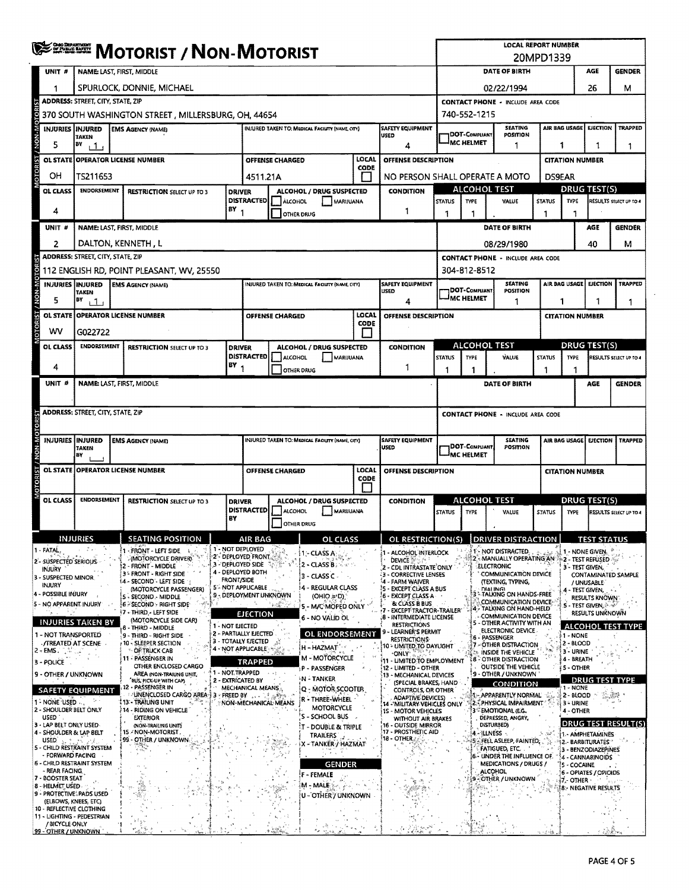# MOTORIST / NON-MOTORIST

**LOCAL REPORT NUMBER:** 20MPD1339

## Unit 1

| UNIT # | NAME: LAST, FIRST, MIDDLE | DATE OF BIRTH | AGE | GENDER |
|---|---|---|---|---|
| 1 | SPURLOCK, DONNIE, MICHAEL | 02/22/1994 | 26 | M |

| ADDRESS: STREET, CITY, STATE, ZIP | CONTACT PHONE - INCLUDE AREA CODE |
|---|---|
| 370 SOUTH WASHINGTON STREET , MILLERSBURG, OH, 44654 | 740-552-1215 |

| INJURIES | INJURED TAKEN BY | EMS AGENCY (NAME) | INJURED TAKEN TO: MEDICAL FACILITY (NAME, CITY) | SAFETY EQUIPMENT USED | DOT-COMPLIANT MC HELMET | SEATING POSITION | AIR BAG USAGE | EJECTION | TRAPPED |
|---|---|---|---|---|---|---|---|---|---|
| 5 | 1 | | | 4 | | 1 | 1 | 1 | 1 |

| OL STATE | OPERATOR LICENSE NUMBER | OFFENSE CHARGED | LOCAL CODE | OFFENSE DESCRIPTION | CITATION NUMBER |
|---|---|---|---|---|---|
| OH | TS211653 | 4511.21A | | NO PERSON SHALL OPERATE A MOTO | DS9EAR |

| OL CLASS | ENDORSEMENT | RESTRICTION SELECT UP TO 3 | DRIVER DISTRACTED BY | ALCOHOL / DRUG SUSPECTED | CONDITION | ALCOHOL TEST STATUS | ALCOHOL TEST TYPE | ALCOHOL TEST VALUE | DRUG TEST STATUS | DRUG TEST TYPE | RESULTS SELECT UP TO 4 |
|---|---|---|---|---|---|---|---|---|---|---|---|
| 4 | | | 1 | | 1 | 1 | 1 | . | 1 | 1 | |

## Unit 2

| UNIT # | NAME: LAST, FIRST, MIDDLE | DATE OF BIRTH | AGE | GENDER |
|---|---|---|---|---|
| 2 | DALTON, KENNETH , L | 08/29/1980 | 40 | M |

| ADDRESS: STREET, CITY, STATE, ZIP | CONTACT PHONE - INCLUDE AREA CODE |
|---|---|
| 112 ENGLISH RD, POINT PLEASANT, WV, 25550 | 304-812-8512 |

| INJURIES | INJURED TAKEN BY | EMS AGENCY (NAME) | INJURED TAKEN TO: MEDICAL FACILITY (NAME, CITY) | SAFETY EQUIPMENT USED | DOT-COMPLIANT MC HELMET | SEATING POSITION | AIR BAG USAGE | EJECTION | TRAPPED |
|---|---|---|---|---|---|---|---|---|---|
| 5 | 1 | | | 4 | | 1 | 1 | 1 | 1 |

| OL STATE | OPERATOR LICENSE NUMBER | OFFENSE CHARGED | LOCAL CODE | OFFENSE DESCRIPTION | CITATION NUMBER |
|---|---|---|---|---|---|
| WV | G022722 | | | | |

| OL CLASS | ENDORSEMENT | RESTRICTION SELECT UP TO 3 | DRIVER DISTRACTED BY | ALCOHOL / DRUG SUSPECTED | CONDITION | ALCOHOL TEST STATUS | ALCOHOL TEST TYPE | ALCOHOL TEST VALUE | DRUG TEST STATUS | DRUG TEST TYPE | RESULTS SELECT UP TO 4 |
|---|---|---|---|---|---|---|---|---|---|---|---|
| 4 | | | 1 | | 1 | 1 | 1 | . | 1 | 1 | |

## Unit (blank)

| UNIT # | NAME: LAST, FIRST, MIDDLE | DATE OF BIRTH | AGE | GENDER |
|---|---|---|---|---|
| | | | | |

## Codes

**INJURIES**
1 - FATAL
2 - SUSPECTED SERIOUS INJURY
3 - SUSPECTED MINOR INJURY
4 - POSSIBLE INJURY
5 - NO APPARENT INJURY

**INJURIES TAKEN BY**
1 - NOT TRANSPORTED /TREATED AT SCENE
2 - EMS
3 - POLICE
9 - OTHER / UNKNOWN

**SAFETY EQUIPMENT**
1 - NONE USED
2 - SHOULDER BELT ONLY USED
3 - LAP BELT ONLY USED
4 - SHOULDER & LAP BELT USED
5 - CHILD RESTRAINT SYSTEM - FORWARD FACING
6 - CHILD RESTRAINT SYSTEM - REAR FACING
7 - BOOSTER SEAT
8 - HELMET USED
9 - PROTECTIVE PADS USED (ELBOWS, KNEES, ETC)
10 - REFLECTIVE CLOTHING
11 - LIGHTING - PEDESTRIAN / BICYCLE ONLY
99 - OTHER / UNKNOWN

**SEATING POSITION**
1 - FRONT - LEFT SIDE (MOTORCYCLE DRIVER)
2 - FRONT - MIDDLE
3 - FRONT - RIGHT SIDE
4 - SECOND - LEFT SIDE (MOTORCYCLE PASSENGER)
5 - SECOND - MIDDLE
6 - SECOND - RIGHT SIDE
7 - THIRD - LEFT SIDE (MOTORCYCLE SIDE CAR)
8 - THIRD - MIDDLE
9 - THIRD - RIGHT SIDE
10 - SLEEPER SECTION OF TRUCK CAB
11 - PASSENGER IN OTHER ENCLOSED CARGO AREA (NON-TRAILING UNIT, BUS, PICK-UP WITH CAP)
12 - PASSENGER IN UNENCLOSED CARGO AREA
13 - TRAILING UNIT
14 - RIDING ON VEHICLE EXTERIOR (NON-TRAILING UNIT)
15 - NON-MOTORIST
99 - OTHER / UNKNOWN

**AIR BAG**
1 - NOT DEPLOYED
2 - DEPLOYED FRONT
3 - DEPLOYED SIDE
4 - DEPLOYED BOTH FRONT/SIDE
5 - NOT APPLICABLE
9 - DEPLOYMENT UNKNOWN

**EJECTION**
1 - NOT EJECTED
2 - PARTIALLY EJECTED
3 - TOTALLY EJECTED
4 - NOT APPLICABLE

**TRAPPED**
1 - NOT TRAPPED
2 - EXTRICATED BY MECHANICAL MEANS
3 - FREED BY NON-MECHANICAL MEANS

**OL CLASS**
1 - CLASS A
2 - CLASS B
3 - CLASS C
4 - REGULAR CLASS (OHIO = D)
5 - M/C MOPED ONLY
6 - NO VALID OL

**OL ENDORSEMENT**
H - HAZMAT
M - MOTORCYCLE
P - PASSENGER
N - TANKER
Q - MOTOR SCOOTER
R - THREE-WHEEL MOTORCYCLE
S - SCHOOL BUS
T - DOUBLE & TRIPLE TRAILERS
X - TANKER / HAZMAT

**GENDER**
F - FEMALE
M - MALE
U - OTHER / UNKNOWN

**OL RESTRICTION(S)**
1 - ALCOHOL INTERLOCK DEVICE
2 - CDL INTRASTATE ONLY
3 - CORRECTIVE LENSES
4 - FARM WAIVER
5 - EXCEPT CLASS A BUS
6 - EXCEPT CLASS A & CLASS B BUS
7 - EXCEPT TRACTOR-TRAILER
8 - INTERMEDIATE LICENSE RESTRICTIONS
9 - LEARNER'S PERMIT RESTRICTIONS
10 - LIMITED TO DAYLIGHT ONLY
11 - LIMITED TO EMPLOYMENT
12 - LIMITED - OTHER
13 - MECHANICAL DEVICES (SPECIAL BRAKES, HAND CONTROLS, OR OTHER ADAPTIVE DEVICES)
14 - MILITARY VEHICLES ONLY
15 - MOTOR VEHICLES WITHOUT AIR BRAKES
16 - OUTSIDE MIRROR
17 - PROSTHETIC AID
18 - OTHER

**DRIVER DISTRACTION**
1 - NOT DISTRACTED
2 - MANUALLY OPERATING AN ELECTRONIC COMMUNICATION DEVICE (TEXTING, TYPING, DIALING)
3 - TALKING ON HANDS-FREE COMMUNICATION DEVICE
4 - TALKING ON HAND-HELD COMMUNICATION DEVICE
5 - OTHER ACTIVITY WITH AN ELECTRONIC DEVICE
6 - PASSENGER
7 - OTHER DISTRACTION INSIDE THE VEHICLE
8 - OTHER DISTRACTION OUTSIDE THE VEHICLE
9 - OTHER / UNKNOWN

**CONDITION**
1 - APPARENTLY NORMAL
2 - PHYSICAL IMPAIRMENT
3 - EMOTIONAL (E.G., DEPRESSED, ANGRY, DISTURBED)
4 - ILLNESS
5 - FELL ASLEEP, FAINTED, FATIGUED, ETC.
6 - UNDER THE INFLUENCE OF MEDICATIONS / DRUGS / ALCOHOL
9 - OTHER / UNKNOWN

**TEST STATUS**
1 - NONE GIVEN
2 - TEST REFUSED
3 - TEST GIVEN, CONTAMINATED SAMPLE / UNUSABLE
4 - TEST GIVEN, RESULTS KNOWN
5 - TEST GIVEN, RESULTS UNKNOWN

**ALCOHOL TEST TYPE**
1 - NONE
2 - BLOOD
3 - URINE
4 - BREATH
5 - OTHER

**DRUG TEST TYPE**
1 - NONE
2 - BLOOD
3 - URINE
4 - OTHER

**DRUG TEST RESULT(S)**
1 - AMPHETAMINES
2 - BARBITURATES
3 - BENZODIAZEPINES
4 - CANNABINOIDS
5 - COCAINE
6 - OPIATES / OPIOIDS
7 - OTHER
8 - NEGATIVE RESULTS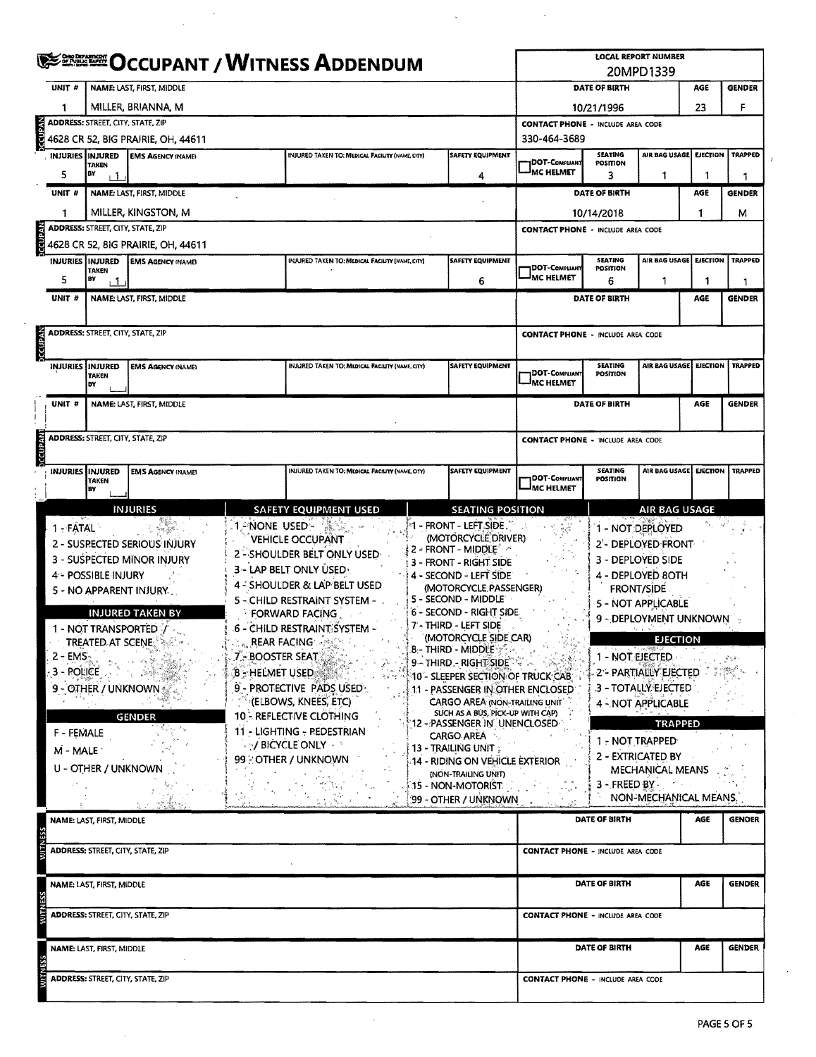# OCCUPANT / WITNESS ADDENDUM

**LOCAL REPORT NUMBER:** 20MPD1339

## OCCUPANT

| UNIT # | NAME: LAST, FIRST, MIDDLE | DATE OF BIRTH | AGE | GENDER |
|---|---|---|---|---|
| 1 | MILLER, BRIANNA, M | 10/21/1996 | 23 | F |

| ADDRESS: STREET, CITY, STATE, ZIP | CONTACT PHONE - INCLUDE AREA CODE |
|---|---|
| 4628 CR 52, BIG PRAIRIE, OH, 44611 | 330-464-3689 |

| INJURIES | INJURED TAKEN BY | EMS AGENCY (NAME) | INJURED TAKEN TO: MEDICAL FACILITY (NAME, CITY) | SAFETY EQUIPMENT | DOT-COMPLIANT MC HELMET | SEATING POSITION | AIR BAG USAGE | EJECTION | TRAPPED |
|---|---|---|---|---|---|---|---|---|---|
| 5 | 1 | | | 4 | | 3 | 1 | 1 | 1 |

## OCCUPANT

| UNIT # | NAME: LAST, FIRST, MIDDLE | DATE OF BIRTH | AGE | GENDER |
|---|---|---|---|---|
| 1 | MILLER, KINGSTON, M | 10/14/2018 | 1 | M |

| ADDRESS: STREET, CITY, STATE, ZIP | CONTACT PHONE - INCLUDE AREA CODE |
|---|---|
| 4628 CR 52, BIG PRAIRIE, OH, 44611 | |

| INJURIES | INJURED TAKEN BY | EMS AGENCY (NAME) | INJURED TAKEN TO: MEDICAL FACILITY (NAME, CITY) | SAFETY EQUIPMENT | DOT-COMPLIANT MC HELMET | SEATING POSITION | AIR BAG USAGE | EJECTION | TRAPPED |
|---|---|---|---|---|---|---|---|---|---|
| 5 | 1 | | | 6 | | 6 | 1 | 1 | 1 |

## OCCUPANT

| UNIT # | NAME: LAST, FIRST, MIDDLE | DATE OF BIRTH | AGE | GENDER |
|---|---|---|---|---|
| | | | | |

| ADDRESS: STREET, CITY, STATE, ZIP | CONTACT PHONE - INCLUDE AREA CODE |
|---|---|
| | |

| INJURIES | INJURED TAKEN BY | EMS AGENCY (NAME) | INJURED TAKEN TO: MEDICAL FACILITY (NAME, CITY) | SAFETY EQUIPMENT | DOT-COMPLIANT MC HELMET | SEATING POSITION | AIR BAG USAGE | EJECTION | TRAPPED |
|---|---|---|---|---|---|---|---|---|---|
| | | | | | | | | | |

## OCCUPANT

| UNIT # | NAME: LAST, FIRST, MIDDLE | DATE OF BIRTH | AGE | GENDER |
|---|---|---|---|---|
| | | | | |

| ADDRESS: STREET, CITY, STATE, ZIP | CONTACT PHONE - INCLUDE AREA CODE |
|---|---|
| | |

| INJURIES | INJURED TAKEN BY | EMS AGENCY (NAME) | INJURED TAKEN TO: MEDICAL FACILITY (NAME, CITY) | SAFETY EQUIPMENT | DOT-COMPLIANT MC HELMET | SEATING POSITION | AIR BAG USAGE | EJECTION | TRAPPED |
|---|---|---|---|---|---|---|---|---|---|
| | | | | | | | | | |

## CODES

**INJURIES**
- 1 - FATAL
- 2 - SUSPECTED SERIOUS INJURY
- 3 - SUSPECTED MINOR INJURY
- 4 - POSSIBLE INJURY
- 5 - NO APPARENT INJURY

**INJURED TAKEN BY**
- 1 - NOT TRANSPORTED / TREATED AT SCENE
- 2 - EMS
- 3 - POLICE
- 9 - OTHER / UNKNOWN

**GENDER**
- F - FEMALE
- M - MALE
- U - OTHER / UNKNOWN

**SAFETY EQUIPMENT USED**
- 1 - NONE USED - VEHICLE OCCUPANT
- 2 - SHOULDER BELT ONLY USED
- 3 - LAP BELT ONLY USED
- 4 - SHOULDER & LAP BELT USED
- 5 - CHILD RESTRAINT SYSTEM - FORWARD FACING
- 6 - CHILD RESTRAINT SYSTEM - REAR FACING
- 7 - BOOSTER SEAT
- 8 - HELMET USED
- 9 - PROTECTIVE PADS USED (ELBOWS, KNEES, ETC)
- 10 - REFLECTIVE CLOTHING
- 11 - LIGHTING - PEDESTRIAN / BICYCLE ONLY
- 99 - OTHER / UNKNOWN

**SEATING POSITION**
- 1 - FRONT - LEFT SIDE (MOTORCYCLE DRIVER)
- 2 - FRONT - MIDDLE
- 3 - FRONT - RIGHT SIDE
- 4 - SECOND - LEFT SIDE (MOTORCYCLE PASSENGER)
- 5 - SECOND - MIDDLE
- 6 - SECOND - RIGHT SIDE
- 7 - THIRD - LEFT SIDE (MOTORCYCLE SIDE CAR)
- 8 - THIRD - MIDDLE
- 9 - THIRD - RIGHT SIDE
- 10 - SLEEPER SECTION OF TRUCK CAB
- 11 - PASSENGER IN OTHER ENCLOSED CARGO AREA (NON-TRAILING UNIT SUCH AS A BUS, PICK-UP WITH CAP)
- 12 - PASSENGER IN UNENCLOSED CARGO AREA
- 13 - TRAILING UNIT
- 14 - RIDING ON VEHICLE EXTERIOR (NON-TRAILING UNIT)
- 15 - NON-MOTORIST
- 99 - OTHER / UNKNOWN

**AIR BAG USAGE**
- 1 - NOT DEPLOYED
- 2 - DEPLOYED FRONT
- 3 - DEPLOYED SIDE
- 4 - DEPLOYED BOTH FRONT/SIDE
- 5 - NOT APPLICABLE
- 9 - DEPLOYMENT UNKNOWN

**EJECTION**
- 1 - NOT EJECTED
- 2 - PARTIALLY EJECTED
- 3 - TOTALLY EJECTED
- 4 - NOT APPLICABLE

**TRAPPED**
- 1 - NOT TRAPPED
- 2 - EXTRICATED BY MECHANICAL MEANS
- 3 - FREED BY NON-MECHANICAL MEANS

## WITNESS

| NAME: LAST, FIRST, MIDDLE | DATE OF BIRTH | AGE | GENDER |
|---|---|---|---|
| | | | |

| ADDRESS: STREET, CITY, STATE, ZIP | CONTACT PHONE - INCLUDE AREA CODE |
|---|---|
| | |

## WITNESS

| NAME: LAST, FIRST, MIDDLE | DATE OF BIRTH | AGE | GENDER |
|---|---|---|---|
| | | | |

| ADDRESS: STREET, CITY, STATE, ZIP | CONTACT PHONE - INCLUDE AREA CODE |
|---|---|
| | |

## WITNESS

| NAME: LAST, FIRST, MIDDLE | DATE OF BIRTH | AGE | GENDER |
|---|---|---|---|
| | | | |

| ADDRESS: STREET, CITY, STATE, ZIP | CONTACT PHONE - INCLUDE AREA CODE |
|---|---|
| | |